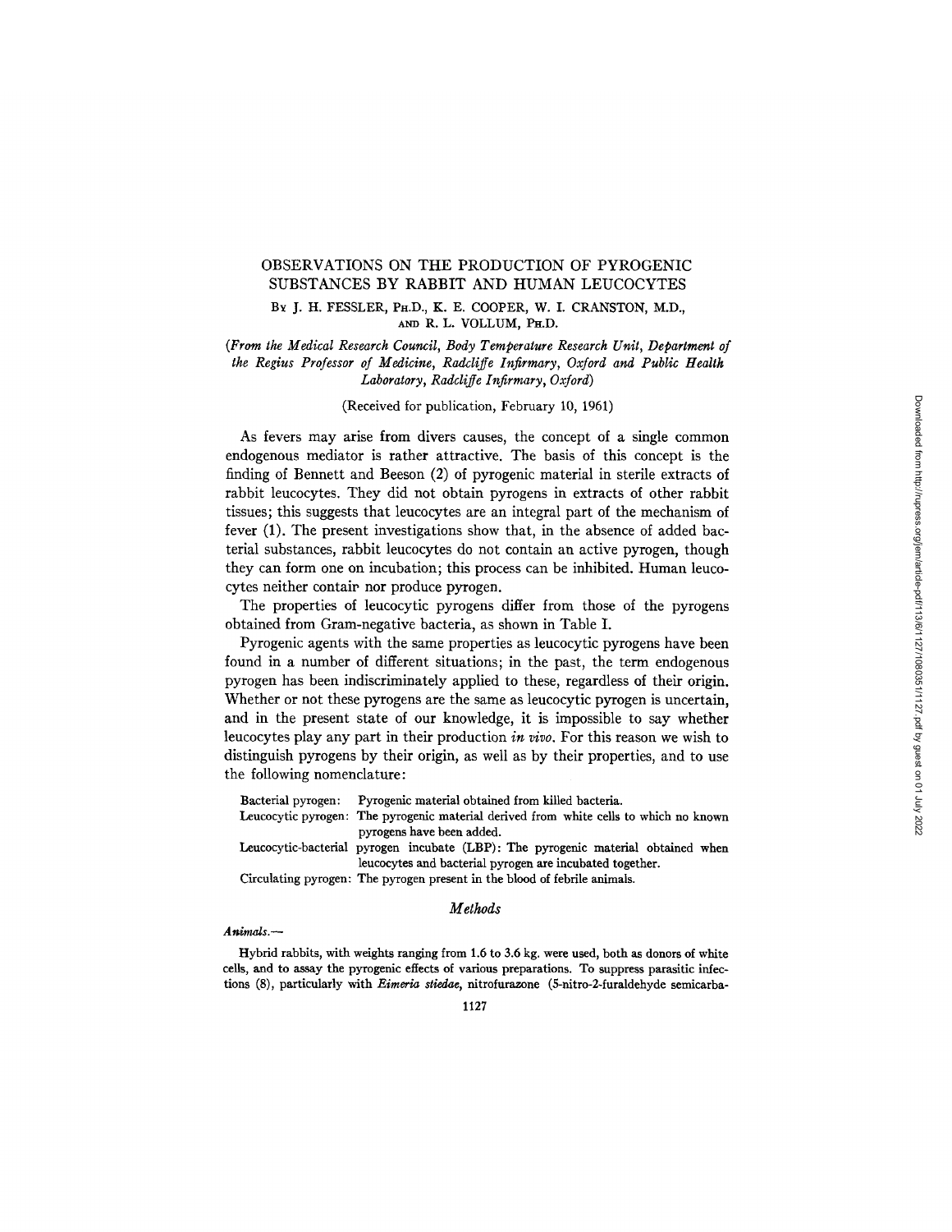# OBSERVATIONS ON THE PRODUCTION OF PYROGENIC SUBSTANCES BY RABBIT AND HUMAN LEUCOCYTES

By J. H. FESSLER, Ph.D., K. E. COOPER, W. I. CRANSTON, M.D., and R. L. VOLLUM, Ph.D.

*(From the Medical Research Council, Body Temperature Research Unit, Department of the Regius Professor of Medicine, Radcliffe Infirmary, Oxford and Public Health Laboratory, Radcliffe Infirmary, Oxford)*

(Received for publication, February 10, 1961)

As fevers may arise from divers causes, the concept of a single common endogenous mediator is rather attractive. The basis of this concept is the finding of Bennett and Beeson (2) of pyrogenic material in sterile extracts of rabbit leucocytes. They did not obtain pyrogens in extracts of other rabbit tissues; this suggests that leucocytes are an integral part of the mechanism of fever (1). The present investigations show that, in the absence of added bacterial substances, rabbit leucocytes do not contain an active pyrogen, though they can form one on incubation; this process can be inhibited. Human leucocytes neither contain nor produce pyrogen.

The properties of leucocytic pyrogens differ from those of the pyrogens obtained from Gram-negative bacteria, as shown in Table I.

Pyrogenic agents with the same properties as leucocytic pyrogens have been found in a number of different situations; in the past, the term endogenous pyrogen has been indiscriminately applied to these, regardless of their origin. Whether or not these pyrogens are the same as leucocytic pyrogen is uncertain, and in the present state of our knowledge, it is impossible to say whether leucocytes play any part in their production *in vivo*. For this reason we wish to distinguish pyrogens by their origin, as well as by their properties, and to use the following nomenclature:

Bacterial pyrogen: Pyrogenic material obtained from killed bacteria.

Leucocytic pyrogen: The pyrogenic material derived from white cells to which no known pyrogens have been added.

Leucocytic-bacterial pyrogen incubate (LBP): The pyrogenic material obtained when leucocytes and bacterial pyrogen are incubated together.

Circulating pyrogen: The pyrogen present in the blood of febrile animals.

## *Methods*

***Animals.—***

Hybrid rabbits, with weights ranging from 1.6 to 3.6 kg. were used, both as donors of white cells, and to assay the pyrogenic effects of various preparations. To suppress parasitic infections (8), particularly with *Eimeria stiedae*, nitrofurazone (5-nitro-2-furaldehyde semicarba-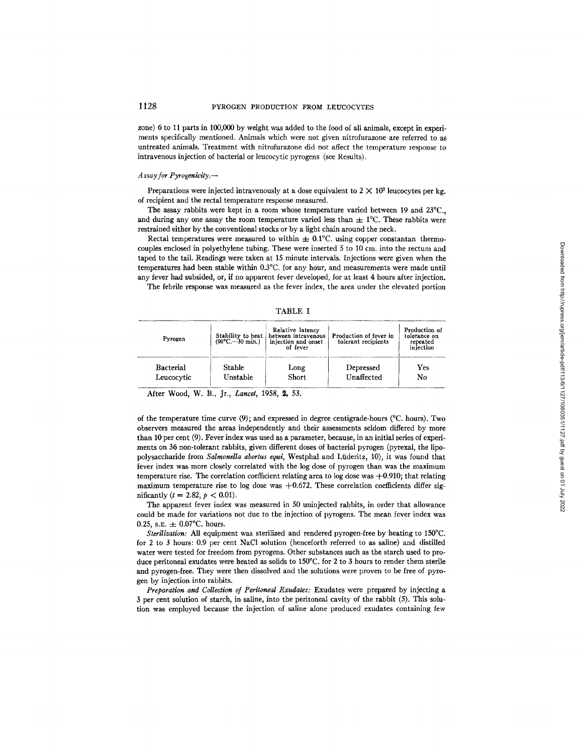zone) 6 to 11 parts in 100,000 by weight was added to the food of all animals, except in experiments specifically mentioned. Animals which were not given nitrofurazone are referred to as untreated animals. Treatment with nitrofurazone did not affect the temperature response to intravenous injection of bacterial or leucocytic pyrogens (see Results).

*Assay for Pyrogenicity.*—

Preparations were injected intravenously at a dose equivalent to $2 \times 10^7$ leucocytes per kg. of recipient and the rectal temperature response measured.

The assay rabbits were kept in a room whose temperature varied between 19 and 23°C., and during any one assay the room temperature varied less than $\pm$ 1°C. These rabbits were restrained either by the conventional stocks or by a light chain around the neck.

Rectal temperatures were measured to within $\pm$ 0.1°C. using copper constantan thermocouples enclosed in polyethylene tubing. These were inserted 5 to 10 cm. into the rectum and taped to the tail. Readings were taken at 15 minute intervals. Injections were given when the temperatures had been stable within 0.3°C. for any hour, and measurements were made until any fever had subsided, or, if no apparent fever developed, for at least 4 hours after injection.

The febrile response was measured as the fever index, the area under the elevated portion

TABLE I

| Pyrogen | Stability to heat (90°C.—30 min.) | Relative latency between intravenous injection and onset of fever | Production of fever in tolerant recipients | Production of tolerance on repeated injection |
|---|---|---|---|---|
| Bacterial | Stable | Long | Depressed | Yes |
| Leucocytic | Unstable | Short | Unaffected | No |

After Wood, W. B., Jr., *Lancet*, 1958, **2**, 53.

of the temperature time curve (9); and expressed in degree centigrade-hours (°C. hours). Two observers measured the areas independently and their assessments seldom differed by more than 10 per cent (9). Fever index was used as a parameter, because, in an initial series of experiments on 36 non-tolerant rabbits, given different doses of bacterial pyrogen (pyrexal, the lipopolysaccharide from *Salmonella abortus equi*, Westphal and Lüderitz, 10), it was found that fever index was more closely correlated with the log dose of pyrogen than was the maximum temperature rise. The correlation coefficient relating area to log dose was +0.910; that relating maximum temperature rise to log dose was +0.672. These correlation coefficients differ significantly ($t = 2.82$, $p < 0.01$).

The apparent fever index was measured in 50 uninjected rabbits, in order that allowance could be made for variations not due to the injection of pyrogens. The mean fever index was 0.25, S.E. $\pm$ 0.07°C. hours.

*Sterilization:* All equipment was sterilized and rendered pyrogen-free by heating to 150°C. for 2 to 3 hours: 0.9 per cent NaCl solution (henceforth referred to as saline) and distilled water were tested for freedom from pyrogens. Other substances such as the starch used to produce peritoneal exudates were heated as solids to 150°C. for 2 to 3 hours to render them sterile and pyrogen-free. They were then dissolved and the solutions were proven to be free of pyrogen by injection into rabbits.

*Preparation and Collection of Peritoneal Exudates:* Exudates were prepared by injecting a 3 per cent solution of starch, in saline, into the peritoneal cavity of the rabbit (5). This solution was employed because the injection of saline alone produced exudates containing few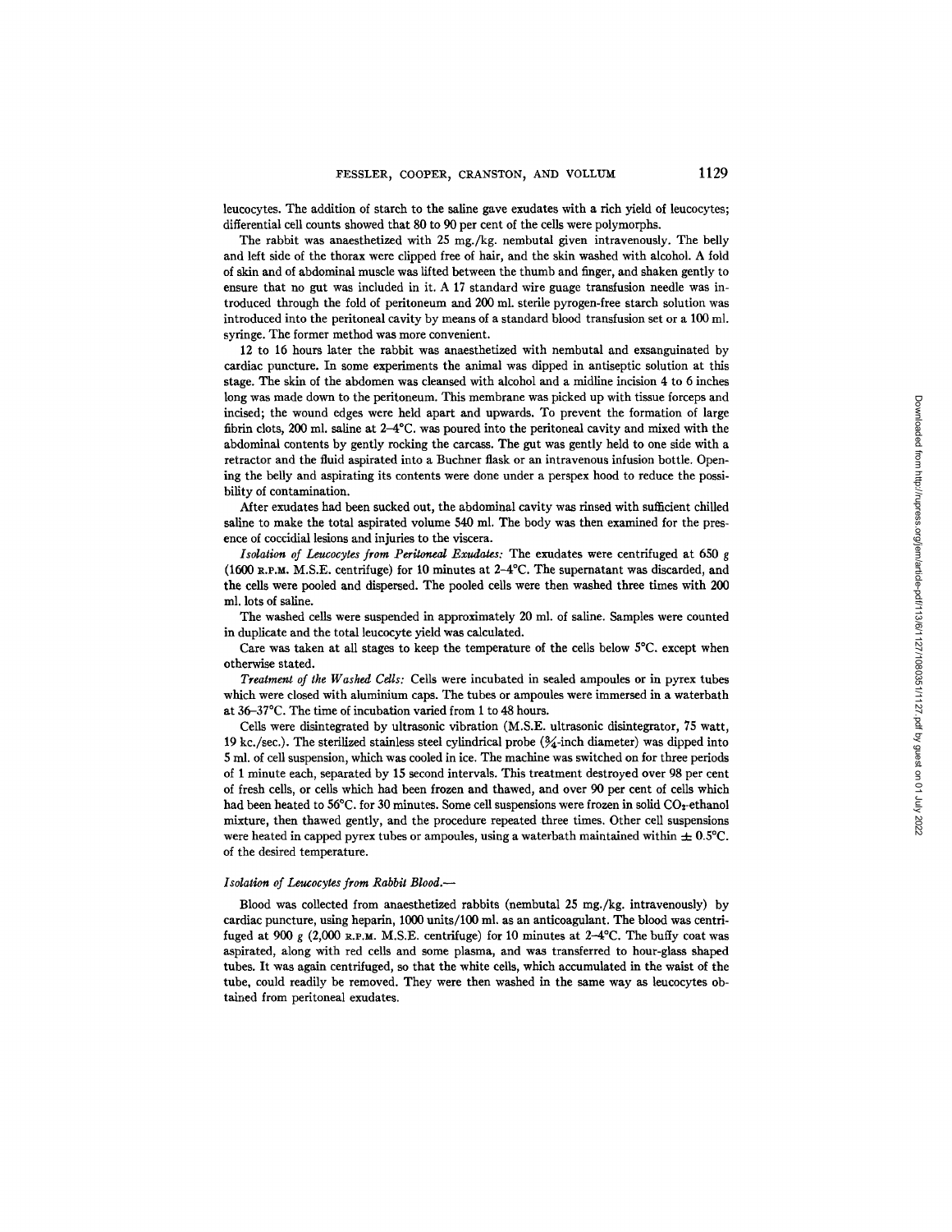leucocytes. The addition of starch to the saline gave exudates with a rich yield of leucocytes; differential cell counts showed that 80 to 90 per cent of the cells were polymorphs.

The rabbit was anaesthetized with 25 mg./kg. nembutal given intravenously. The belly and left side of the thorax were clipped free of hair, and the skin washed with alcohol. A fold of skin and of abdominal muscle was lifted between the thumb and finger, and shaken gently to ensure that no gut was included in it. A 17 standard wire guage transfusion needle was introduced through the fold of peritoneum and 200 ml. sterile pyrogen-free starch solution was introduced into the peritoneal cavity by means of a standard blood transfusion set or a 100 ml. syringe. The former method was more convenient.

12 to 16 hours later the rabbit was anaesthetized with nembutal and exsanguinated by cardiac puncture. In some experiments the animal was dipped in antiseptic solution at this stage. The skin of the abdomen was cleansed with alcohol and a midline incision 4 to 6 inches long was made down to the peritoneum. This membrane was picked up with tissue forceps and incised; the wound edges were held apart and upwards. To prevent the formation of large fibrin clots, 200 ml. saline at 2–4°C. was poured into the peritoneal cavity and mixed with the abdominal contents by gently rocking the carcass. The gut was gently held to one side with a retractor and the fluid aspirated into a Buchner flask or an intravenous infusion bottle. Opening the belly and aspirating its contents were done under a perspex hood to reduce the possibility of contamination.

After exudates had been sucked out, the abdominal cavity was rinsed with sufficient chilled saline to make the total aspirated volume 540 ml. The body was then examined for the presence of coccidial lesions and injuries to the viscera.

*Isolation of Leucocytes from Peritoneal Exudates:* The exudates were centrifuged at 650 *g* (1600 R.P.M. M.S.E. centrifuge) for 10 minutes at 2–4°C. The supernatant was discarded, and the cells were pooled and dispersed. The pooled cells were then washed three times with 200 ml. lots of saline.

The washed cells were suspended in approximately 20 ml. of saline. Samples were counted in duplicate and the total leucocyte yield was calculated.

Care was taken at all stages to keep the temperature of the cells below 5°C. except when otherwise stated.

*Treatment of the Washed Cells:* Cells were incubated in sealed ampoules or in pyrex tubes which were closed with aluminium caps. The tubes or ampoules were immersed in a waterbath at 36–37°C. The time of incubation varied from 1 to 48 hours.

Cells were disintegrated by ultrasonic vibration (M.S.E. ultrasonic disintegrator, 75 watt, 19 kc./sec.). The sterilized stainless steel cylindrical probe (¾-inch diameter) was dipped into 5 ml. of cell suspension, which was cooled in ice. The machine was switched on for three periods of 1 minute each, separated by 15 second intervals. This treatment destroyed over 98 per cent of fresh cells, or cells which had been frozen and thawed, and over 90 per cent of cells which had been heated to 56°C. for 30 minutes. Some cell suspensions were frozen in solid $CO_2$-ethanol mixture, then thawed gently, and the procedure repeated three times. Other cell suspensions were heated in capped pyrex tubes or ampoules, using a waterbath maintained within $\pm$ 0.5°C. of the desired temperature.

### *Isolation of Leucocytes from Rabbit Blood.—*

Blood was collected from anaesthetized rabbits (nembutal 25 mg./kg. intravenously) by cardiac puncture, using heparin, 1000 units/100 ml. as an anticoagulant. The blood was centrifuged at 900 *g* (2,000 R.P.M. M.S.E. centrifuge) for 10 minutes at 2–4°C. The buffy coat was aspirated, along with red cells and some plasma, and was transferred to hour-glass shaped tubes. It was again centrifuged, so that the white cells, which accumulated in the waist of the tube, could readily be removed. They were then washed in the same way as leucocytes obtained from peritoneal exudates.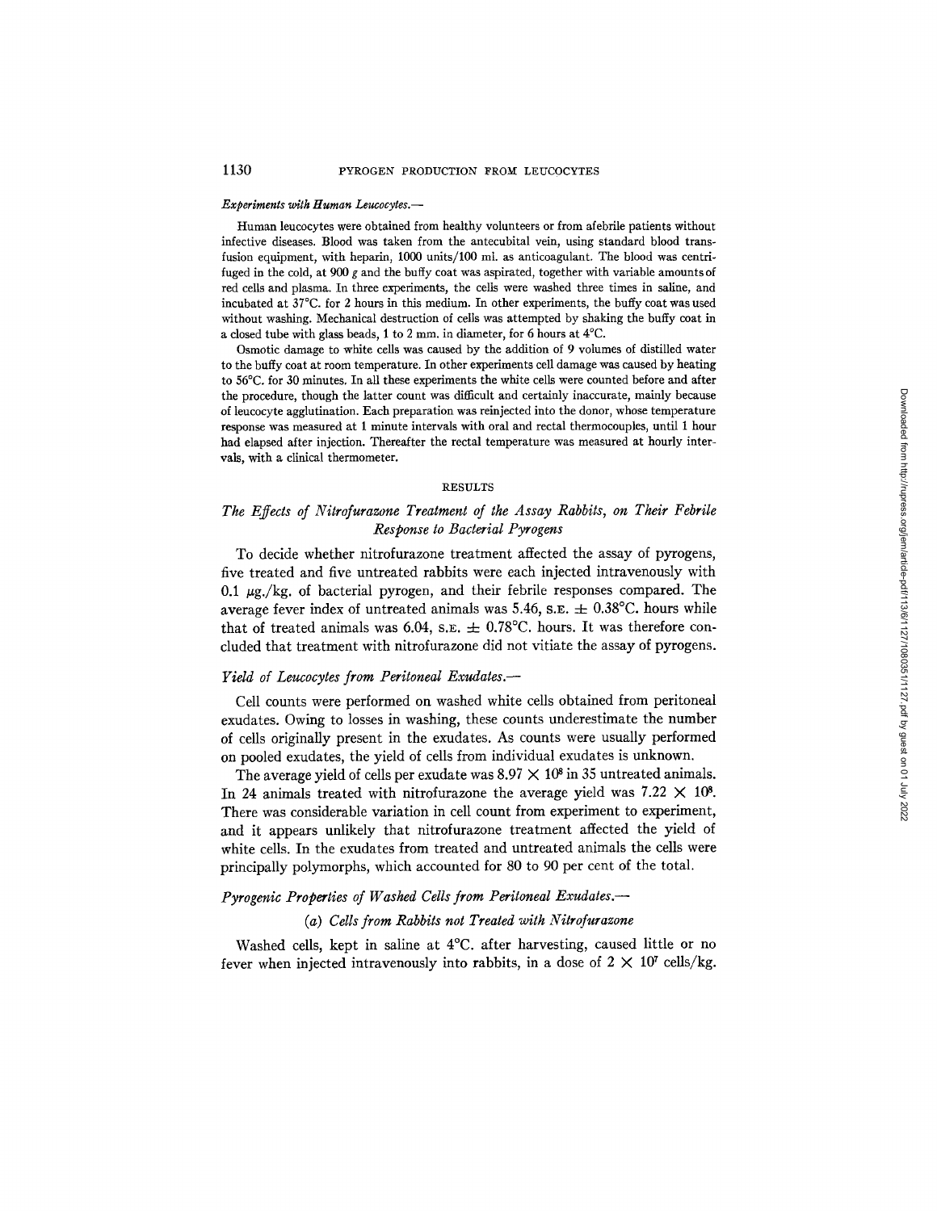*Experiments with Human Leucocytes.*—

Human leucocytes were obtained from healthy volunteers or from afebrile patients without infective diseases. Blood was taken from the antecubital vein, using standard blood transfusion equipment, with heparin, 1000 units/100 ml. as anticoagulant. The blood was centrifuged in the cold, at 900 *g* and the buffy coat was aspirated, together with variable amounts of red cells and plasma. In three experiments, the cells were washed three times in saline, and incubated at 37°C. for 2 hours in this medium. In other experiments, the buffy coat was used without washing. Mechanical destruction of cells was attempted by shaking the buffy coat in a closed tube with glass beads, 1 to 2 mm. in diameter, for 6 hours at 4°C.

Osmotic damage to white cells was caused by the addition of 9 volumes of distilled water to the buffy coat at room temperature. In other experiments cell damage was caused by heating to 56°C. for 30 minutes. In all these experiments the white cells were counted before and after the procedure, though the latter count was difficult and certainly inaccurate, mainly because of leucocyte agglutination. Each preparation was reinjected into the donor, whose temperature response was measured at 1 minute intervals with oral and rectal thermocouples, until 1 hour had elapsed after injection. Thereafter the rectal temperature was measured at hourly intervals, with a clinical thermometer.

## RESULTS

### *The Effects of Nitrofurazone Treatment of the Assay Rabbits, on Their Febrile Response to Bacterial Pyrogens*

To decide whether nitrofurazone treatment affected the assay of pyrogens, five treated and five untreated rabbits were each injected intravenously with 0.1 $\mu$g./kg. of bacterial pyrogen, and their febrile responses compared. The average fever index of untreated animals was 5.46, S.E. $\pm$ 0.38°C. hours while that of treated animals was 6.04, S.E. $\pm$ 0.78°C. hours. It was therefore concluded that treatment with nitrofurazone did not vitiate the assay of pyrogens.

### *Yield of Leucocytes from Peritoneal Exudates.*—

Cell counts were performed on washed white cells obtained from peritoneal exudates. Owing to losses in washing, these counts underestimate the number of cells originally present in the exudates. As counts were usually performed on pooled exudates, the yield of cells from individual exudates is unknown.

The average yield of cells per exudate was $8.97 \times 10^8$ in 35 untreated animals. In 24 animals treated with nitrofurazone the average yield was $7.22 \times 10^8$. There was considerable variation in cell count from experiment to experiment, and it appears unlikely that nitrofurazone treatment affected the yield of white cells. In the exudates from treated and untreated animals the cells were principally polymorphs, which accounted for 80 to 90 per cent of the total.

### *Pyrogenic Properties of Washed Cells from Peritoneal Exudates.*—

#### (*a*) *Cells from Rabbits not Treated with Nitrofurazone*

Washed cells, kept in saline at 4°C. after harvesting, caused little or no fever when injected intravenously into rabbits, in a dose of $2 \times 10^7$ cells/kg.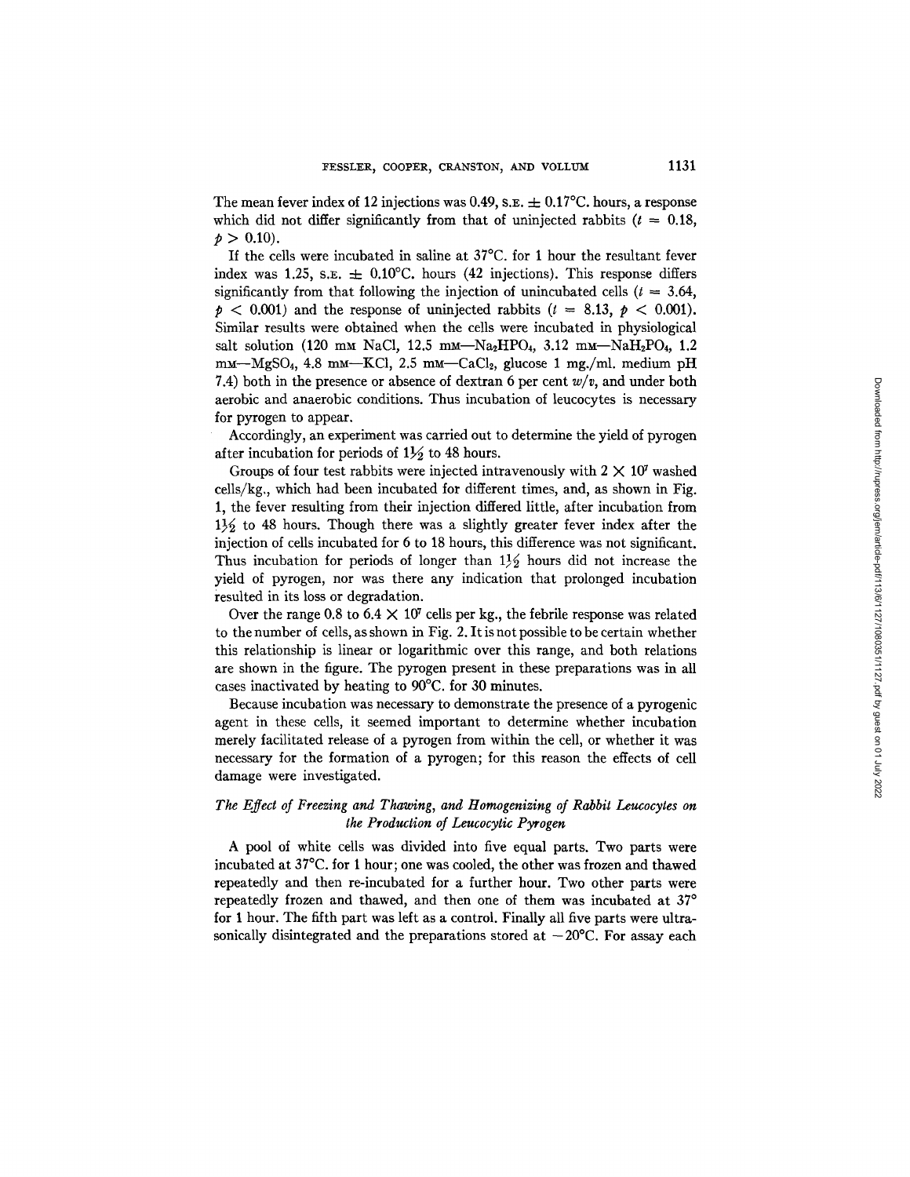The mean fever index of 12 injections was 0.49, S.E. $\pm$ 0.17°C. hours, a response which did not differ significantly from that of uninjected rabbits ($t$ = 0.18, $p > 0.10$).

If the cells were incubated in saline at 37°C. for 1 hour the resultant fever index was 1.25, S.E. $\pm$ 0.10°C. hours (42 injections). This response differs significantly from that following the injection of unincubated cells ($t$ = 3.64, $p < 0.001$) and the response of uninjected rabbits ($t$ = 8.13, $p < 0.001$). Similar results were obtained when the cells were incubated in physiological salt solution (120 mM NaCl, 12.5 mM—$Na_2HPO_4$, 3.12 mM—$NaH_2PO_4$, 1.2 mM—$MgSO_4$, 4.8 mM—KCl, 2.5 mM—$CaCl_2$, glucose 1 mg./ml. medium pH 7.4) both in the presence or absence of dextran 6 per cent $w/v$, and under both aerobic and anaerobic conditions. Thus incubation of leucocytes is necessary for pyrogen to appear.

Accordingly, an experiment was carried out to determine the yield of pyrogen after incubation for periods of 1½ to 48 hours.

Groups of four test rabbits were injected intravenously with $2 \times 10^7$ washed cells/kg., which had been incubated for different times, and, as shown in Fig. 1, the fever resulting from their injection differed little, after incubation from 1½ to 48 hours. Though there was a slightly greater fever index after the injection of cells incubated for 6 to 18 hours, this difference was not significant. Thus incubation for periods of longer than 1½ hours did not increase the yield of pyrogen, nor was there any indication that prolonged incubation resulted in its loss or degradation.

Over the range 0.8 to $6.4 \times 10^7$ cells per kg., the febrile response was related to the number of cells, as shown in Fig. 2. It is not possible to be certain whether this relationship is linear or logarithmic over this range, and both relations are shown in the figure. The pyrogen present in these preparations was in all cases inactivated by heating to 90°C. for 30 minutes.

Because incubation was necessary to demonstrate the presence of a pyrogenic agent in these cells, it seemed important to determine whether incubation merely facilitated release of a pyrogen from within the cell, or whether it was necessary for the formation of a pyrogen; for this reason the effects of cell damage were investigated.

### *The Effect of Freezing and Thawing, and Homogenizing of Rabbit Leucocytes on the Production of Leucocytic Pyrogen*

A pool of white cells was divided into five equal parts. Two parts were incubated at 37°C. for 1 hour; one was cooled, the other was frozen and thawed repeatedly and then re-incubated for a further hour. Two other parts were repeatedly frozen and thawed, and then one of them was incubated at 37° for 1 hour. The fifth part was left as a control. Finally all five parts were ultrasonically disintegrated and the preparations stored at −20°C. For assay each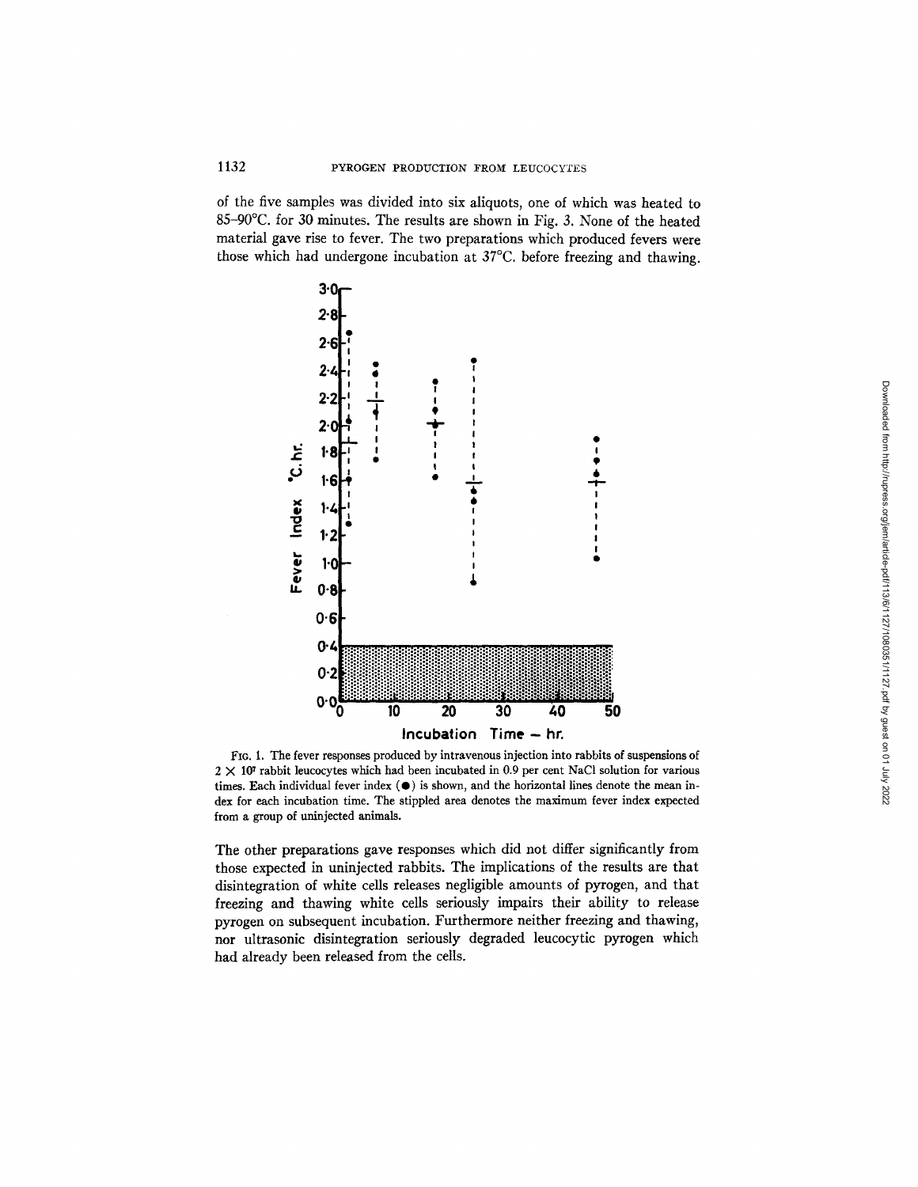of the five samples was divided into six aliquots, one of which was heated to 85–90°C. for 30 minutes. The results are shown in Fig. 3. None of the heated material gave rise to fever. The two preparations which produced fevers were those which had undergone incubation at 37°C. before freezing and thawing.

FIG. 1. The fever responses produced by intravenous injection into rabbits of suspensions of $2 \times 10^7$ rabbit leucocytes which had been incubated in 0.9 per cent NaCl solution for various times. Each individual fever index (●) is shown, and the horizontal lines denote the mean index for each incubation time. The stippled area denotes the maximum fever index expected from a group of uninjected animals.

The other preparations gave responses which did not differ significantly from those expected in uninjected rabbits. The implications of the results are that disintegration of white cells releases negligible amounts of pyrogen, and that freezing and thawing white cells seriously impairs their ability to release pyrogen on subsequent incubation. Furthermore neither freezing and thawing, nor ultrasonic disintegration seriously degraded leucocytic pyrogen which had already been released from the cells.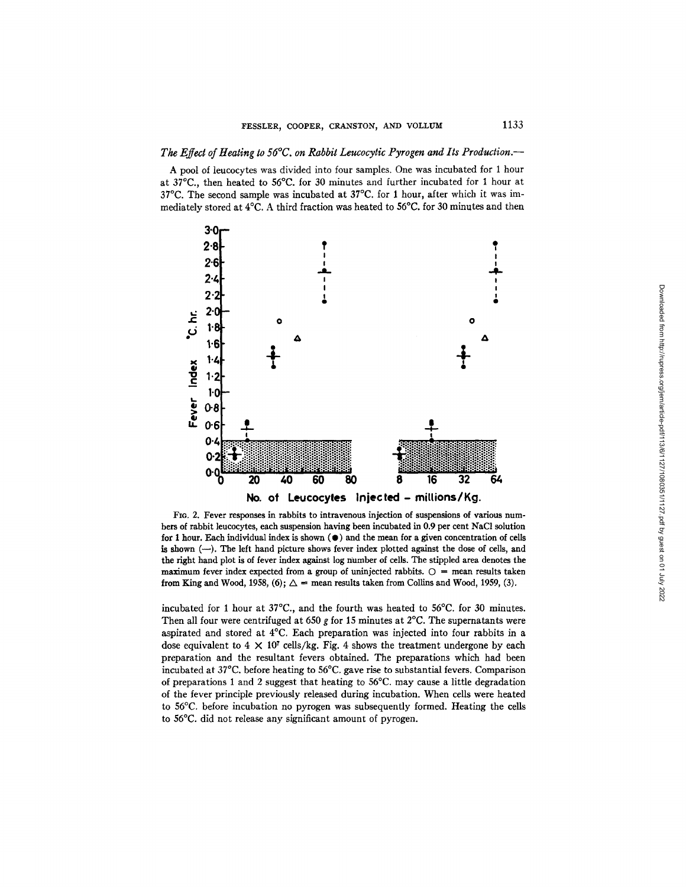*The Effect of Heating to 56°C. on Rabbit Leucocytic Pyrogen and Its Production.*—

A pool of leucocytes was divided into four samples. One was incubated for 1 hour at 37°C., then heated to 56°C. for 30 minutes and further incubated for 1 hour at 37°C. The second sample was incubated at 37°C. for 1 hour, after which it was immediately stored at 4°C. A third fraction was heated to 56°C. for 30 minutes and then incubated for 1 hour at 37°C., and the fourth was heated to 56°C. for 30 minutes. Then all four were centrifuged at 650 *g* for 15 minutes at 2°C. The supernatants were aspirated and stored at 4°C. Each preparation was injected into four rabbits in a dose equivalent to $4 \times 10^7$ cells/kg. Fig. 4 shows the treatment undergone by each preparation and the resultant fevers obtained. The preparations which had been incubated at 37°C. before heating to 56°C. gave rise to substantial fevers. Comparison of preparations 1 and 2 suggest that heating to 56°C. may cause a little degradation of the fever principle previously released during incubation. When cells were heated to 56°C. before incubation no pyrogen was subsequently formed. Heating the cells to 56°C. did not release any significant amount of pyrogen.

FIG. 2. Fever responses in rabbits to intravenous injection of suspensions of various numbers of rabbit leucocytes, each suspension having been incubated in 0.9 per cent NaCl solution for 1 hour. Each individual index is shown (●) and the mean for a given concentration of cells is shown (—). The left hand picture shows fever index plotted against the dose of cells, and the right hand plot is of fever index against log number of cells. The stippled area denotes the maximum fever index expected from a group of uninjected rabbits. ○ = mean results taken from King and Wood, 1958, (6); △ = mean results taken from Collins and Wood, 1959, (3).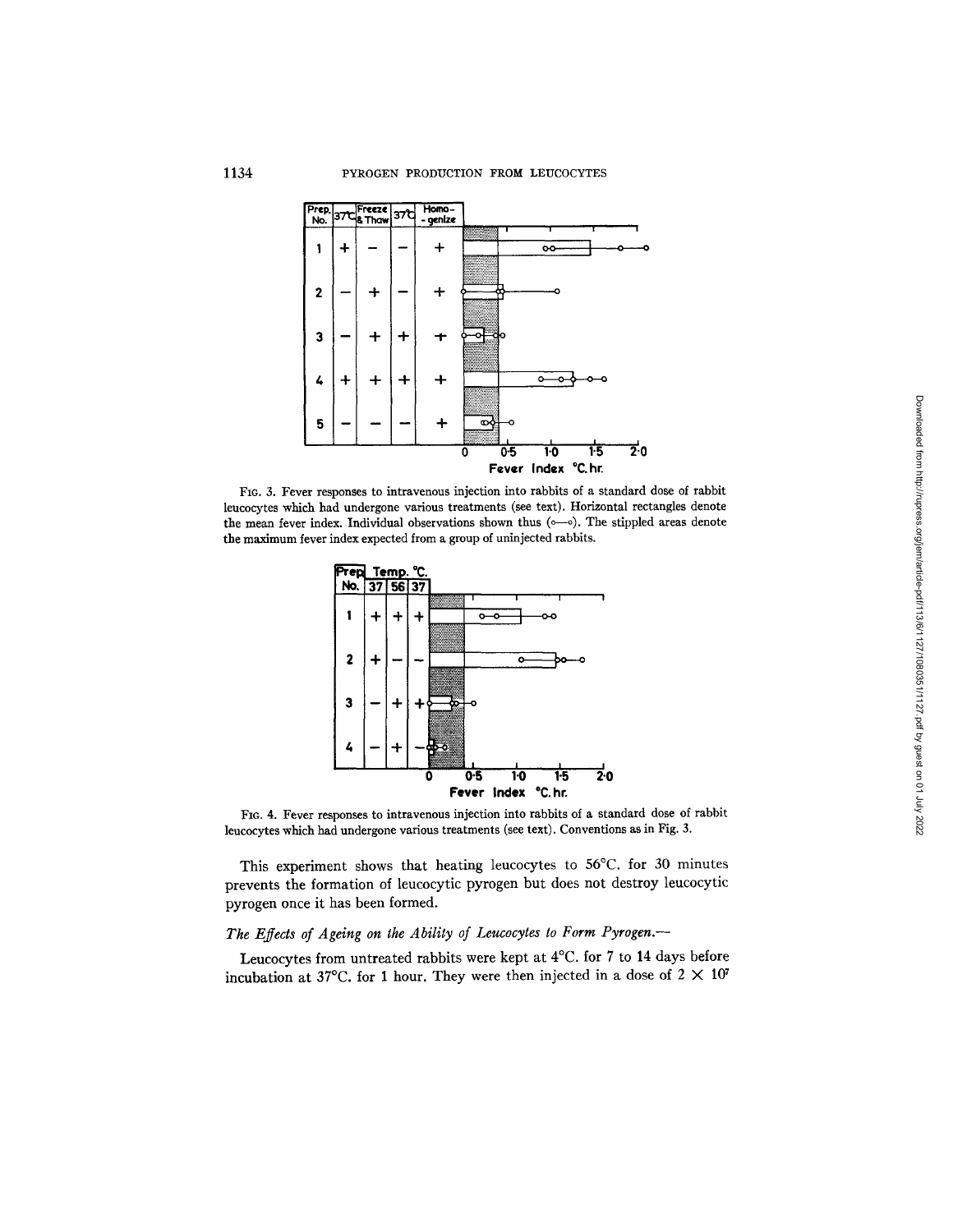| Prep. No. | 37°C | Freeze & Thaw | 37°C | Homo-genize |
|---|---|---|---|---|
| 1 | + | − | − | + |
| 2 | − | + | − | + |
| 3 | − | + | + | + |
| 4 | + | + | + | + |
| 5 | − | − | − | + |

Fever Index °C. hr.

FIG. 3. Fever responses to intravenous injection into rabbits of a standard dose of rabbit leucocytes which had undergone various treatments (see text). Horizontal rectangles denote the mean fever index. Individual observations shown thus (o—o). The stippled areas denote the maximum fever index expected from a group of uninjected rabbits.

| Prep. No. | Temp. °C. 37 | 56 | 37 |
|---|---|---|---|
| 1 | + | + | + |
| 2 | + | − | − |
| 3 | − | + | + |
| 4 | − | + | − |

Fever Index °C. hr.

FIG. 4. Fever responses to intravenous injection into rabbits of a standard dose of rabbit leucocytes which had undergone various treatments (see text). Conventions as in Fig. 3.

This experiment shows that heating leucocytes to 56°C. for 30 minutes prevents the formation of leucocytic pyrogen but does not destroy leucocytic pyrogen once it has been formed.

*The Effects of Ageing on the Ability of Leucocytes to Form Pyrogen.*—

Leucocytes from untreated rabbits were kept at 4°C. for 7 to 14 days before incubation at 37°C. for 1 hour. They were then injected in a dose of $2 \times 10^7$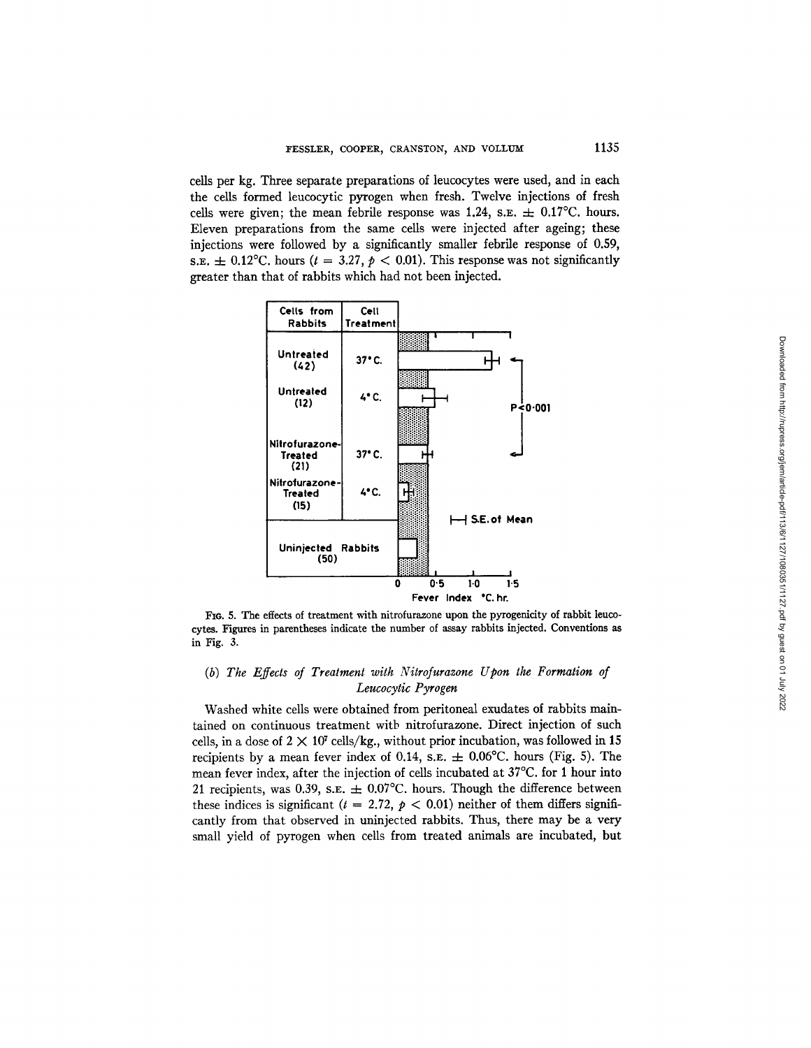cells per kg. Three separate preparations of leucocytes were used, and in each the cells formed leucocytic pyrogen when fresh. Twelve injections of fresh cells were given; the mean febrile response was 1.24, S.E. ± 0.17°C. hours. Eleven preparations from the same cells were injected after ageing; these injections were followed by a significantly smaller febrile response of 0.59, S.E. ± 0.12°C. hours ($t = 3.27$, $p < 0.01$). This response was not significantly greater than that of rabbits which had not been injected.

FIG. 5. The effects of treatment with nitrofurazone upon the pyrogenicity of rabbit leucocytes. Figures in parentheses indicate the number of assay rabbits injected. Conventions as in Fig. 3.

### (b) *The Effects of Treatment with Nitrofurazone Upon the Formation of Leucocytic Pyrogen*

Washed white cells were obtained from peritoneal exudates of rabbits maintained on continuous treatment with nitrofurazone. Direct injection of such cells, in a dose of $2 \times 10^7$ cells/kg., without prior incubation, was followed in 15 recipients by a mean fever index of 0.14, S.E. ± 0.06°C. hours (Fig. 5). The mean fever index, after the injection of cells incubated at 37°C. for 1 hour into 21 recipients, was 0.39, S.E. ± 0.07°C. hours. Though the difference between these indices is significant ($t = 2.72$, $p < 0.01$) neither of them differs significantly from that observed in uninjected rabbits. Thus, there may be a very small yield of pyrogen when cells from treated animals are incubated, but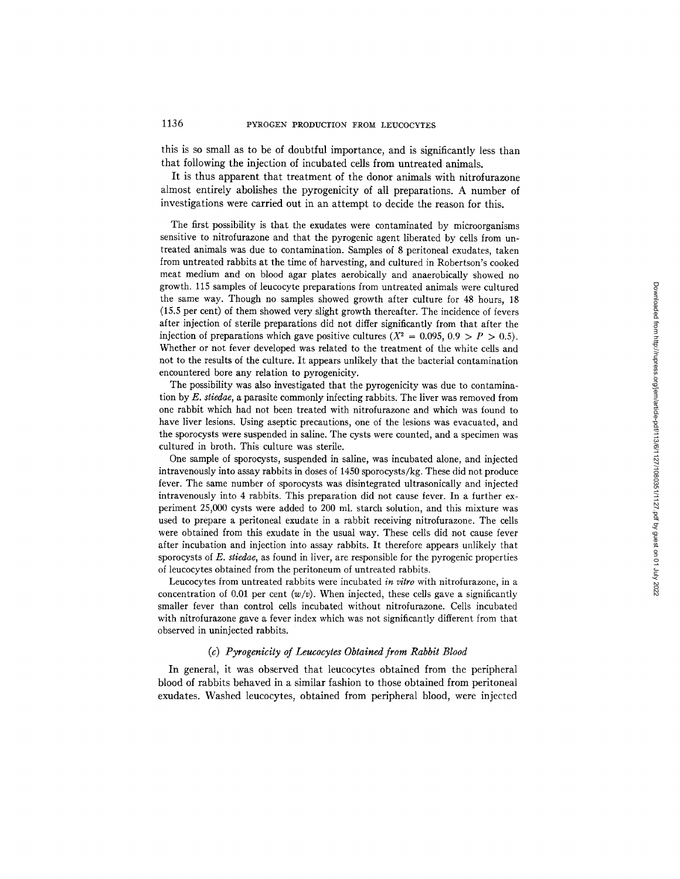this is so small as to be of doubtful importance, and is significantly less than that following the injection of incubated cells from untreated animals.

It is thus apparent that treatment of the donor animals with nitrofurazone almost entirely abolishes the pyrogenicity of all preparations. A number of investigations were carried out in an attempt to decide the reason for this.

The first possibility is that the exudates were contaminated by microorganisms sensitive to nitrofurazone and that the pyrogenic agent liberated by cells from untreated animals was due to contamination. Samples of 8 peritoneal exudates, taken from untreated rabbits at the time of harvesting, and cultured in Robertson's cooked meat medium and on blood agar plates aerobically and anaerobically showed no growth. 115 samples of leucocyte preparations from untreated animals were cultured the same way. Though no samples showed growth after culture for 48 hours, 18 (15.5 per cent) of them showed very slight growth thereafter. The incidence of fevers after injection of sterile preparations did not differ significantly from that after the injection of preparations which gave positive cultures ($X^2 = 0.095$, $0.9 > P > 0.5$). Whether or not fever developed was related to the treatment of the white cells and not to the results of the culture. It appears unlikely that the bacterial contamination encountered bore any relation to pyrogenicity.

The possibility was also investigated that the pyrogenicity was due to contamination by *E. stiedae*, a parasite commonly infecting rabbits. The liver was removed from one rabbit which had not been treated with nitrofurazone and which was found to have liver lesions. Using aseptic precautions, one of the lesions was evacuated, and the sporocysts were suspended in saline. The cysts were counted, and a specimen was cultured in broth. This culture was sterile.

One sample of sporocysts, suspended in saline, was incubated alone, and injected intravenously into assay rabbits in doses of 1450 sporocysts/kg. These did not produce fever. The same number of sporocysts was disintegrated ultrasonically and injected intravenously into 4 rabbits. This preparation did not cause fever. In a further experiment 25,000 cysts were added to 200 ml. starch solution, and this mixture was used to prepare a peritoneal exudate in a rabbit receiving nitrofurazone. The cells were obtained from this exudate in the usual way. These cells did not cause fever after incubation and injection into assay rabbits. It therefore appears unlikely that sporocysts of *E. stiedae*, as found in liver, are responsible for the pyrogenic properties of leucocytes obtained from the peritoneum of untreated rabbits.

Leucocytes from untreated rabbits were incubated *in vitro* with nitrofurazone, in a concentration of 0.01 per cent (*w/v*). When injected, these cells gave a significantly smaller fever than control cells incubated without nitrofurazone. Cells incubated with nitrofurazone gave a fever index which was not significantly different from that observed in uninjected rabbits.

### (*c*) *Pyrogenicity of Leucocytes Obtained from Rabbit Blood*

In general, it was observed that leucocytes obtained from the peripheral blood of rabbits behaved in a similar fashion to those obtained from peritoneal exudates. Washed leucocytes, obtained from peripheral blood, were injected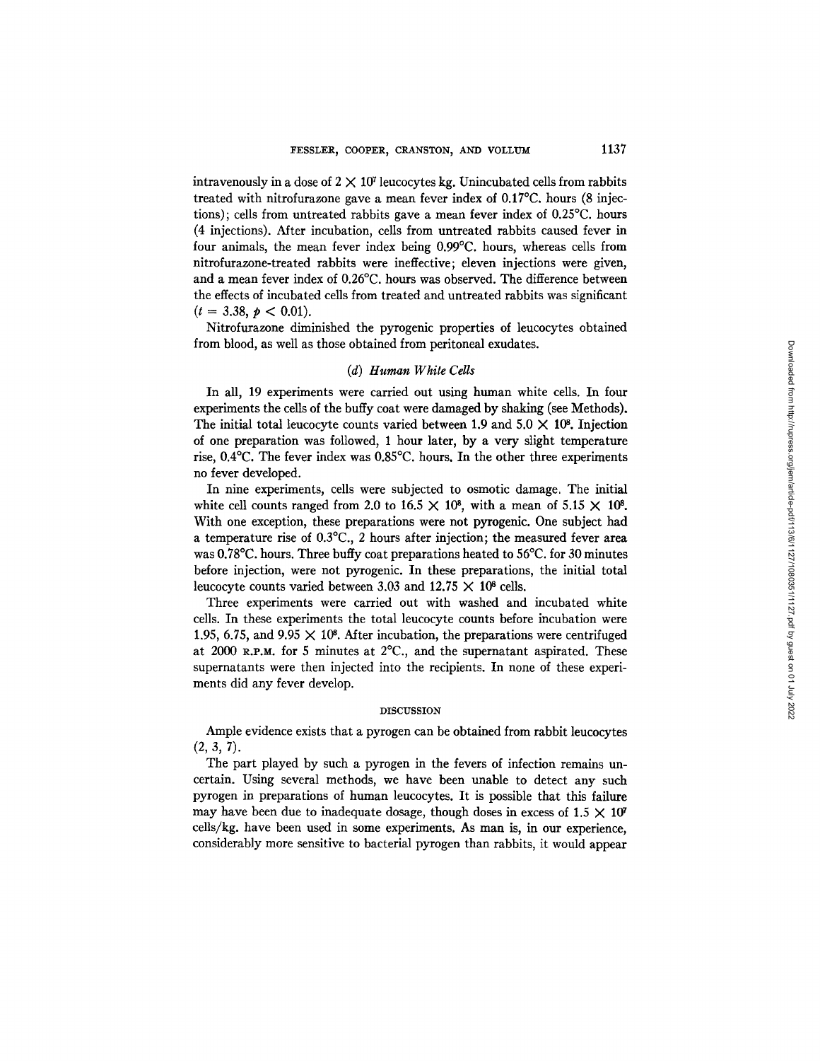intravenously in a dose of $2 \times 10^7$ leucocytes kg. Unincubated cells from rabbits treated with nitrofurazone gave a mean fever index of 0.17°C. hours (8 injections); cells from untreated rabbits gave a mean fever index of 0.25°C. hours (4 injections). After incubation, cells from untreated rabbits caused fever in four animals, the mean fever index being 0.99°C. hours, whereas cells from nitrofurazone-treated rabbits were ineffective; eleven injections were given, and a mean fever index of 0.26°C. hours was observed. The difference between the effects of incubated cells from treated and untreated rabbits was significant ($t = 3.38$, $p < 0.01$).

Nitrofurazone diminished the pyrogenic properties of leucocytes obtained from blood, as well as those obtained from peritoneal exudates.

### (d) *Human White Cells*

In all, 19 experiments were carried out using human white cells. In four experiments the cells of the buffy coat were damaged by shaking (see Methods). The initial total leucocyte counts varied between 1.9 and $5.0 \times 10^8$. Injection of one preparation was followed, 1 hour later, by a very slight temperature rise, 0.4°C. The fever index was 0.85°C. hours. In the other three experiments no fever developed.

In nine experiments, cells were subjected to osmotic damage. The initial white cell counts ranged from 2.0 to $16.5 \times 10^8$, with a mean of $5.15 \times 10^8$. With one exception, these preparations were not pyrogenic. One subject had a temperature rise of 0.3°C., 2 hours after injection; the measured fever area was 0.78°C. hours. Three buffy coat preparations heated to 56°C. for 30 minutes before injection, were not pyrogenic. In these preparations, the initial total leucocyte counts varied between 3.03 and $12.75 \times 10^8$ cells.

Three experiments were carried out with washed and incubated white cells. In these experiments the total leucocyte counts before incubation were 1.95, 6.75, and $9.95 \times 10^8$. After incubation, the preparations were centrifuged at 2000 R.P.M. for 5 minutes at 2°C., and the supernatant aspirated. These supernatants were then injected into the recipients. In none of these experiments did any fever develop.

## DISCUSSION

Ample evidence exists that a pyrogen can be obtained from rabbit leucocytes (2, 3, 7).

The part played by such a pyrogen in the fevers of infection remains uncertain. Using several methods, we have been unable to detect any such pyrogen in preparations of human leucocytes. It is possible that this failure may have been due to inadequate dosage, though doses in excess of $1.5 \times 10^7$ cells/kg. have been used in some experiments. As man is, in our experience, considerably more sensitive to bacterial pyrogen than rabbits, it would appear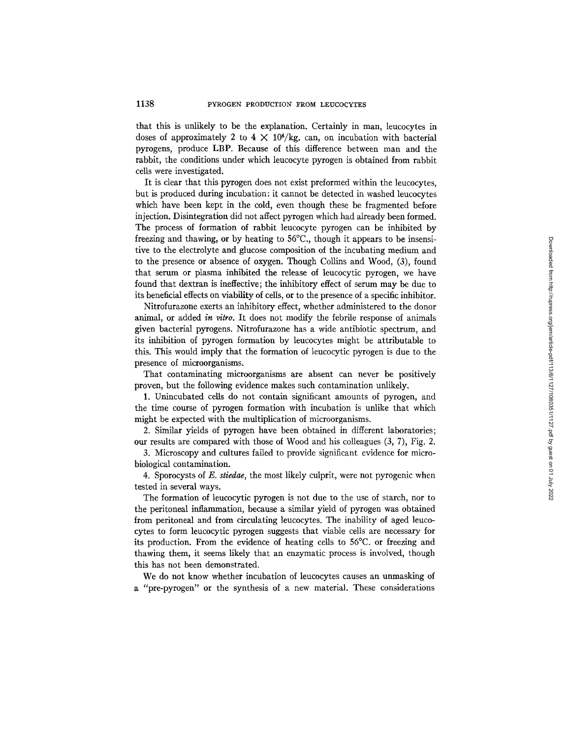that this is unlikely to be the explanation. Certainly in man, leucocytes in doses of approximately 2 to 4 $\times$ $10^6$/kg. can, on incubation with bacterial pyrogens, produce LBP. Because of this difference between man and the rabbit, the conditions under which leucocyte pyrogen is obtained from rabbit cells were investigated.

It is clear that this pyrogen does not exist preformed within the leucocytes, but is produced during incubation: it cannot be detected in washed leucocytes which have been kept in the cold, even though these be fragmented before injection. Disintegration did not affect pyrogen which had already been formed. The process of formation of rabbit leucocyte pyrogen can be inhibited by freezing and thawing, or by heating to 56°C., though it appears to be insensitive to the electrolyte and glucose composition of the incubating medium and to the presence or absence of oxygen. Though Collins and Wood, (3), found that serum or plasma inhibited the release of leucocytic pyrogen, we have found that dextran is ineffective; the inhibitory effect of serum may be due to its beneficial effects on viability of cells, or to the presence of a specific inhibitor.

Nitrofurazone exerts an inhibitory effect, whether administered to the donor animal, or added *in vitro*. It does not modify the febrile response of animals given bacterial pyrogens. Nitrofurazone has a wide antibiotic spectrum, and its inhibition of pyrogen formation by leucocytes might be attributable to this. This would imply that the formation of leucocytic pyrogen is due to the presence of microorganisms.

That contaminating microorganisms are absent can never be positively proven, but the following evidence makes such contamination unlikely.

1. Unincubated cells do not contain significant amounts of pyrogen, and the time course of pyrogen formation with incubation is unlike that which might be expected with the multiplication of microorganisms.
2. Similar yields of pyrogen have been obtained in different laboratories; our results are compared with those of Wood and his colleagues (3, 7), Fig. 2.
3. Microscopy and cultures failed to provide significant evidence for microbiological contamination.
4. Sporocysts of *E. stiedae*, the most likely culprit, were not pyrogenic when tested in several ways.

The formation of leucocytic pyrogen is not due to the use of starch, nor to the peritoneal inflammation, because a similar yield of pyrogen was obtained from peritoneal and from circulating leucocytes. The inability of aged leucocytes to form leucocytic pyrogen suggests that viable cells are necessary for its production. From the evidence of heating cells to 56°C. or freezing and thawing them, it seems likely that an enzymatic process is involved, though this has not been demonstrated.

We do not know whether incubation of leucocytes causes an unmasking of a "pre-pyrogen" or the synthesis of a new material. These considerations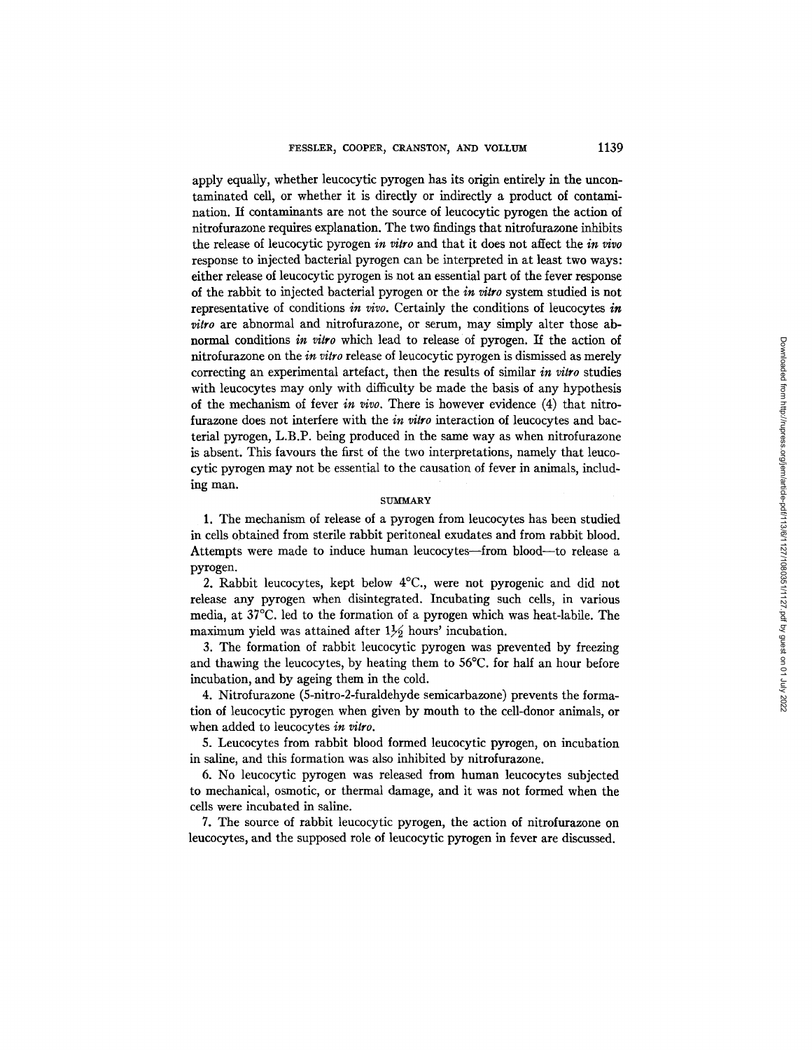apply equally, whether leucocytic pyrogen has its origin entirely in the uncontaminated cell, or whether it is directly or indirectly a product of contamination. If contaminants are not the source of leucocytic pyrogen the action of nitrofurazone requires explanation. The two findings that nitrofurazone inhibits the release of leucocytic pyrogen *in vitro* and that it does not affect the *in vivo* response to injected bacterial pyrogen can be interpreted in at least two ways: either release of leucocytic pyrogen is not an essential part of the fever response of the rabbit to injected bacterial pyrogen or the *in vitro* system studied is not representative of conditions *in vivo*. Certainly the conditions of leucocytes *in vitro* are abnormal and nitrofurazone, or serum, may simply alter those abnormal conditions *in vitro* which lead to release of pyrogen. If the action of nitrofurazone on the *in vitro* release of leucocytic pyrogen is dismissed as merely correcting an experimental artefact, then the results of similar *in vitro* studies with leucocytes may only with difficulty be made the basis of any hypothesis of the mechanism of fever *in vivo*. There is however evidence (4) that nitrofurazone does not interfere with the *in vitro* interaction of leucocytes and bacterial pyrogen, L.B.P. being produced in the same way as when nitrofurazone is absent. This favours the first of the two interpretations, namely that leucocytic pyrogen may not be essential to the causation of fever in animals, including man.

## SUMMARY

1. The mechanism of release of a pyrogen from leucocytes has been studied in cells obtained from sterile rabbit peritoneal exudates and from rabbit blood. Attempts were made to induce human leucocytes—from blood—to release a pyrogen.

2. Rabbit leucocytes, kept below 4°C., were not pyrogenic and did not release any pyrogen when disintegrated. Incubating such cells, in various media, at 37°C. led to the formation of a pyrogen which was heat-labile. The maximum yield was attained after 1½ hours' incubation.

3. The formation of rabbit leucocytic pyrogen was prevented by freezing and thawing the leucocytes, by heating them to 56°C. for half an hour before incubation, and by ageing them in the cold.

4. Nitrofurazone (5-nitro-2-furaldehyde semicarbazone) prevents the formation of leucocytic pyrogen when given by mouth to the cell-donor animals, or when added to leucocytes *in vitro*.

5. Leucocytes from rabbit blood formed leucocytic pyrogen, on incubation in saline, and this formation was also inhibited by nitrofurazone.

6. No leucocytic pyrogen was released from human leucocytes subjected to mechanical, osmotic, or thermal damage, and it was not formed when the cells were incubated in saline.

7. The source of rabbit leucocytic pyrogen, the action of nitrofurazone on leucocytes, and the supposed role of leucocytic pyrogen in fever are discussed.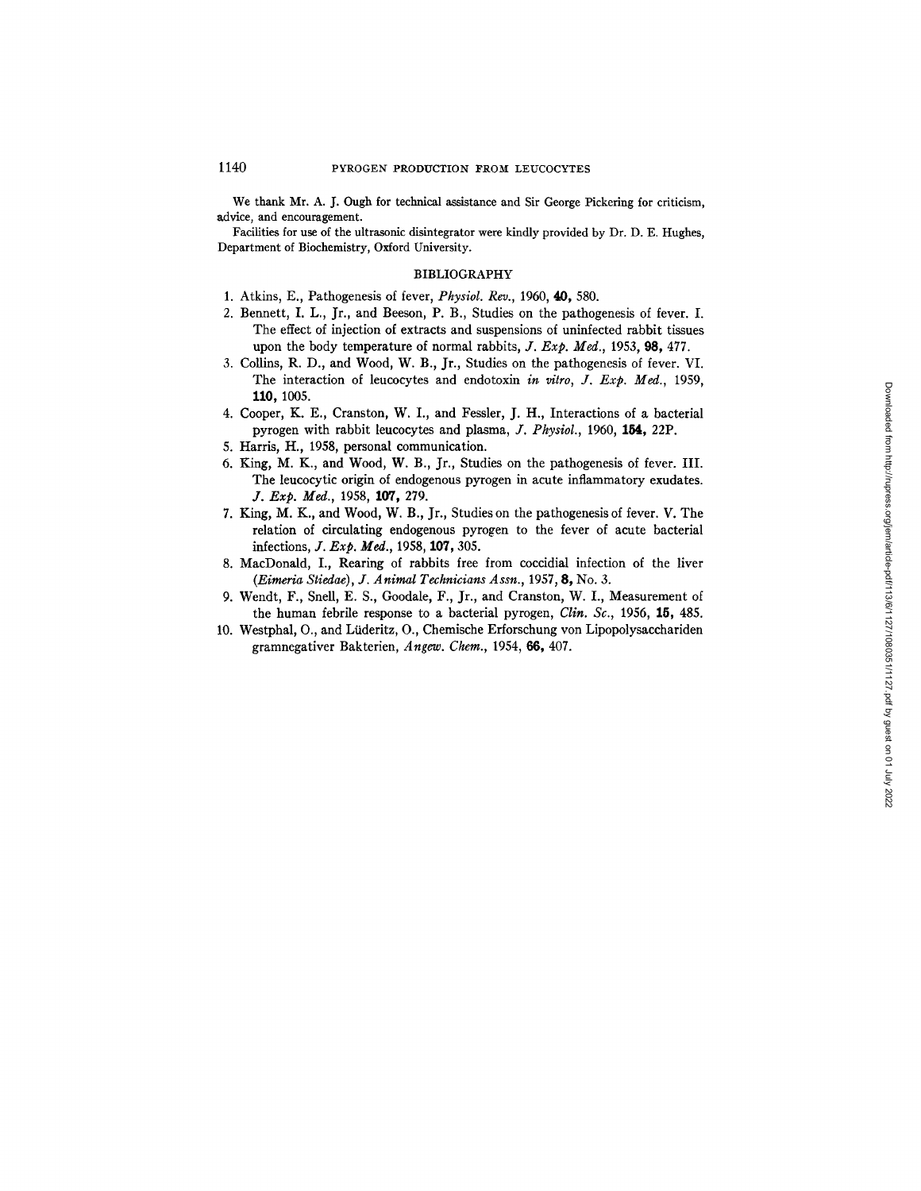We thank Mr. A. J. Ough for technical assistance and Sir George Pickering for criticism, advice, and encouragement.

Facilities for use of the ultrasonic disintegrator were kindly provided by Dr. D. E. Hughes, Department of Biochemistry, Oxford University.

## BIBLIOGRAPHY

1. Atkins, E., Pathogenesis of fever, *Physiol. Rev.*, 1960, **40,** 580.
2. Bennett, I. L., Jr., and Beeson, P. B., Studies on the pathogenesis of fever. I. The effect of injection of extracts and suspensions of uninfected rabbit tissues upon the body temperature of normal rabbits, *J. Exp. Med.*, 1953, **98,** 477.
3. Collins, R. D., and Wood, W. B., Jr., Studies on the pathogenesis of fever. VI. The interaction of leucocytes and endotoxin *in vitro*, *J. Exp. Med.*, 1959, **110,** 1005.
4. Cooper, K. E., Cranston, W. I., and Fessler, J. H., Interactions of a bacterial pyrogen with rabbit leucocytes and plasma, *J. Physiol.*, 1960, **154,** 22P.
5. Harris, H., 1958, personal communication.
6. King, M. K., and Wood, W. B., Jr., Studies on the pathogenesis of fever. III. The leucocytic origin of endogenous pyrogen in acute inflammatory exudates. *J. Exp. Med.*, 1958, **107,** 279.
7. King, M. K., and Wood, W. B., Jr., Studies on the pathogenesis of fever. V. The relation of circulating endogenous pyrogen to the fever of acute bacterial infections, *J. Exp. Med.*, 1958, **107,** 305.
8. MacDonald, I., Rearing of rabbits free from coccidial infection of the liver (*Eimeria Stiedae*), *J. Animal Technicians Assn.*, 1957, **8,** No. 3.
9. Wendt, F., Snell, E. S., Goodale, F., Jr., and Cranston, W. I., Measurement of the human febrile response to a bacterial pyrogen, *Clin. Sc.*, 1956, **15,** 485.
10. Westphal, O., and Lüderitz, O., Chemische Erforschung von Lipopolysacchariden gramnegativer Bakterien, *Angew. Chem.*, 1954, **66,** 407.